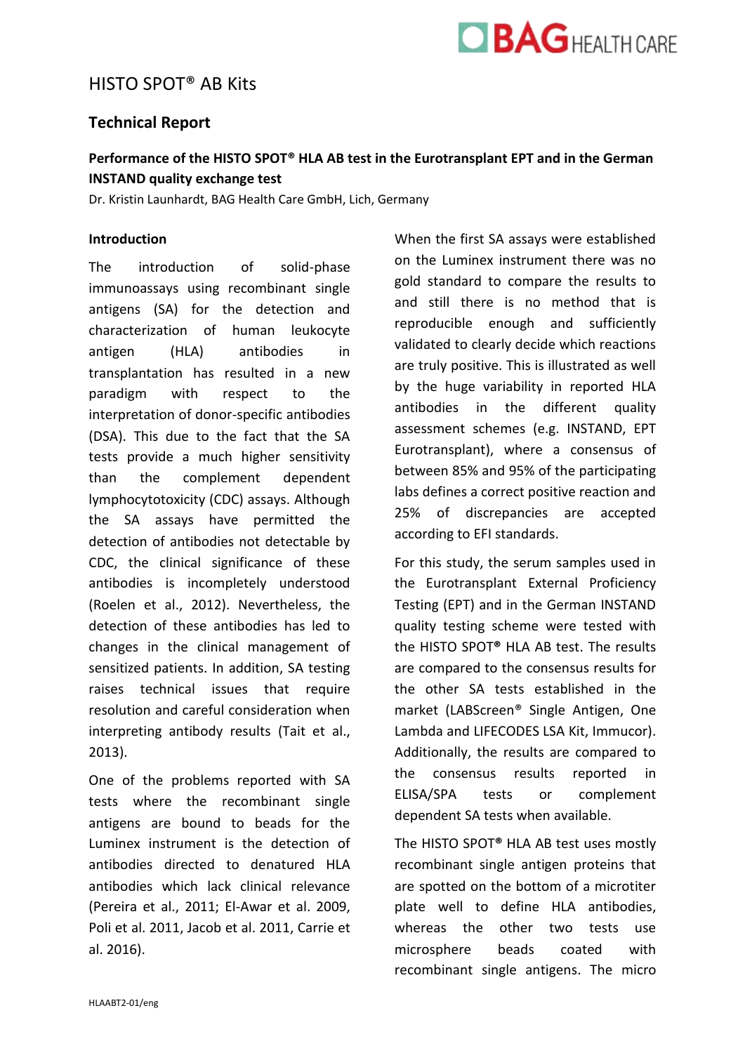# HISTO SPOT® AB Kits

## Technical Report

### Performance of the HISTO SPOT® HLA AB test in the Eurotransplant EPT and in the German INSTAND quality exchange test

Dr. Kristin Launhardt, BAG Health Care GmbH, Lich, Germany

#### Introduction

The introduction of solid-phase immunoassays using recombinant single antigens (SA) for the detection and characterization of human leukocyte antigen (HLA) antibodies in transplantation has resulted in a new paradigm with respect to the interpretation of donor-specific antibodies (DSA). This due to the fact that the SA tests provide a much higher sensitivity than the complement dependent lymphocytotoxicity (CDC) assays. Although the SA assays have permitted the detection of antibodies not detectable by CDC, the clinical significance of these antibodies is incompletely understood (Roelen et al., 2012). Nevertheless, the detection of these antibodies has led to changes in the clinical management of sensitized patients. In addition, SA testing raises technical issues that require resolution and careful consideration when interpreting antibody results (Tait et al., 2013).

One of the problems reported with SA tests where the recombinant single antigens are bound to beads for the Luminex instrument is the detection of antibodies directed to denatured HLA antibodies which lack clinical relevance (Pereira et al., 2011; El-Awar et al. 2009, Poli et al. 2011, Jacob et al. 2011, Carrie et al. 2016).

When the first SA assays were established on the Luminex instrument there was no gold standard to compare the results to and still there is no method that is reproducible enough and sufficiently validated to clearly decide which reactions are truly positive. This is illustrated as well by the huge variability in reported HLA antibodies in the different quality assessment schemes (e.g. INSTAND, EPT Eurotransplant), where a consensus of between 85% and 95% of the participating labs defines a correct positive reaction and 25% of discrepancies are accepted according to EFI standards.

For this study, the serum samples used in the Eurotransplant External Proficiency Testing (EPT) and in the German INSTAND quality testing scheme were tested with the HISTO SPOT® HLA AB test. The results are compared to the consensus results for the other SA tests established in the market (LABScreen® Single Antigen, One Lambda and LIFECODES LSA Kit, Immucor). Additionally, the results are compared to the consensus results reported in ELISA/SPA tests or complement dependent SA tests when available.

The HISTO SPOT® HLA AB test uses mostly recombinant single antigen proteins that are spotted on the bottom of a microtiter plate well to define HLA antibodies, whereas the other two tests use microsphere beads coated with recombinant single antigens. The micro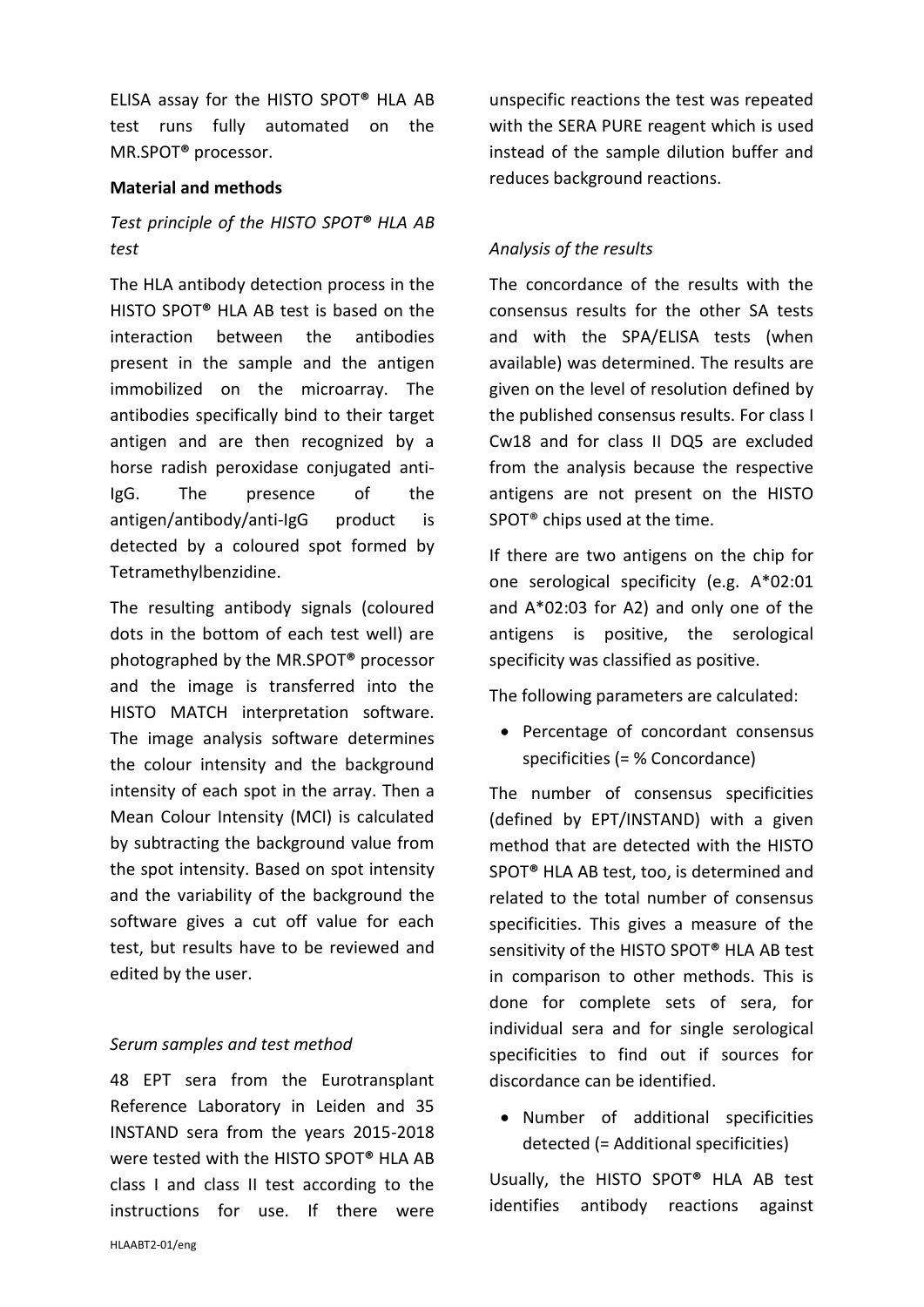ELISA assay for the HISTO SPOT® HLA AB test runs fully automated on the MR.SPOT® processor.

**Material and methods**

*Test principle of the HISTO SPOT® HLA AB test*

The HLA antibody detection process in the HISTO SPOT® HLA AB test is based on the interaction between the antibodies present in the sample and the antigen immobilized on the microarray. The antibodies specifically bind to their target antigen and are then recognized by a horse radish peroxidase conjugated anti-IgG. The presence of the antigen/antibody/anti-IgG product is detected by a coloured spot formed by Tetramethylbenzidine.

The resulting antibody signals (coloured dots in the bottom of each test well) are photographed by the MR.SPOT® processor and the image is transferred into the HISTO MATCH interpretation software. The image analysis software determines the colour intensity and the background intensity of each spot in the array. Then a Mean Colour Intensity (MCI) is calculated by subtracting the background value from the spot intensity. Based on spot intensity and the variability of the background the software gives a cut off value for each test, but results have to be reviewed and edited by the user.

*Serum samples and test method*

48 EPT sera from the Eurotransplant Reference Laboratory in Leiden and 35 INSTAND sera from the years 2015-2018 were tested with the HISTO SPOT® HLA AB class I and class II test according to the instructions for use. If there were unspecific reactions the test was repeated with the SERA PURE reagent which is used instead of the sample dilution buffer and reduces background reactions.

*Analysis of the results*

The concordance of the results with the consensus results for the other SA tests and with the SPA/ELISA tests (when available) was determined. The results are given on the level of resolution defined by the published consensus results. For class I Cw18 and for class II DQ5 are excluded from the analysis because the respective antigens are not present on the HISTO SPOT® chips used at the time.

If there are two antigens on the chip for one serological specificity (e.g. A*02:01 and A*02:03 for A2) and only one of the antigens is positive, the serological specificity was classified as positive.

The following parameters are calculated:

- Percentage of concordant consensus specificities (= % Concordance)

The number of consensus specificities (defined by EPT/INSTAND) with a given method that are detected with the HISTO SPOT® HLA AB test, too, is determined and related to the total number of consensus specificities. This gives a measure of the sensitivity of the HISTO SPOT® HLA AB test in comparison to other methods. This is done for complete sets of sera, for individual sera and for single serological specificities to find out if sources for discordance can be identified.

- Number of additional specificities detected (= Additional specificities)

Usually, the HISTO SPOT® HLA AB test identifies antibody reactions against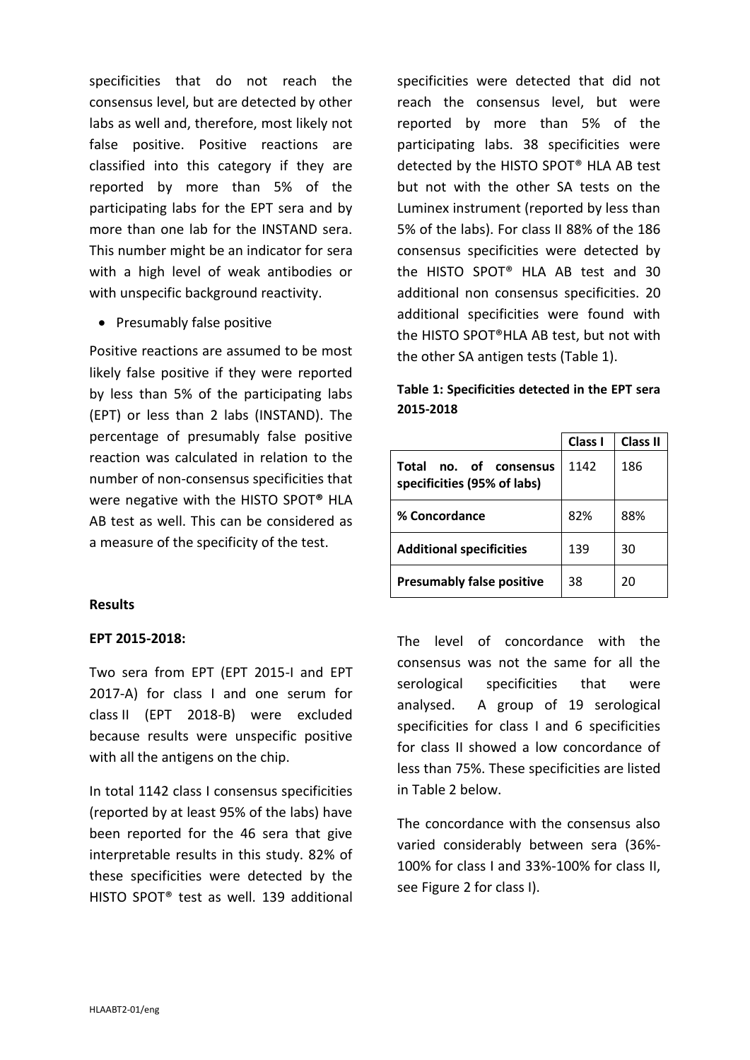specificities that do not reach the consensus level, but are detected by other labs as well and, therefore, most likely not false positive. Positive reactions are classified into this category if they are reported by more than 5% of the participating labs for the EPT sera and by more than one lab for the INSTAND sera. This number might be an indicator for sera with a high level of weak antibodies or with unspecific background reactivity.

- Presumably false positive

Positive reactions are assumed to be most likely false positive if they were reported by less than 5% of the participating labs (EPT) or less than 2 labs (INSTAND). The percentage of presumably false positive reaction was calculated in relation to the number of non-consensus specificities that were negative with the HISTO SPOT® HLA AB test as well. This can be considered as a measure of the specificity of the test.

**Results**

**EPT 2015-2018:**

Two sera from EPT (EPT 2015-I and EPT 2017-A) for class I and one serum for class II (EPT 2018-B) were excluded because results were unspecific positive with all the antigens on the chip.

In total 1142 class I consensus specificities (reported by at least 95% of the labs) have been reported for the 46 sera that give interpretable results in this study. 82% of these specificities were detected by the HISTO SPOT® test as well. 139 additional specificities were detected that did not reach the consensus level, but were reported by more than 5% of the participating labs. 38 specificities were detected by the HISTO SPOT® HLA AB test but not with the other SA tests on the Luminex instrument (reported by less than 5% of the labs). For class II 88% of the 186 consensus specificities were detected by the HISTO SPOT® HLA AB test and 30 additional non consensus specificities. 20 additional specificities were found with the HISTO SPOT®HLA AB test, but not with the other SA antigen tests (Table 1).

**Table 1: Specificities detected in the EPT sera 2015-2018**

| | Class I | Class II |
|---|---|---|
| **Total no. of consensus specificities (95% of labs)** | 1142 | 186 |
| **% Concordance** | 82% | 88% |
| **Additional specificities** | 139 | 30 |
| **Presumably false positive** | 38 | 20 |

The level of concordance with the consensus was not the same for all the serological specificities that were analysed. A group of 19 serological specificities for class I and 6 specificities for class II showed a low concordance of less than 75%. These specificities are listed in Table 2 below.

The concordance with the consensus also varied considerably between sera (36%-100% for class I and 33%-100% for class II, see Figure 2 for class I).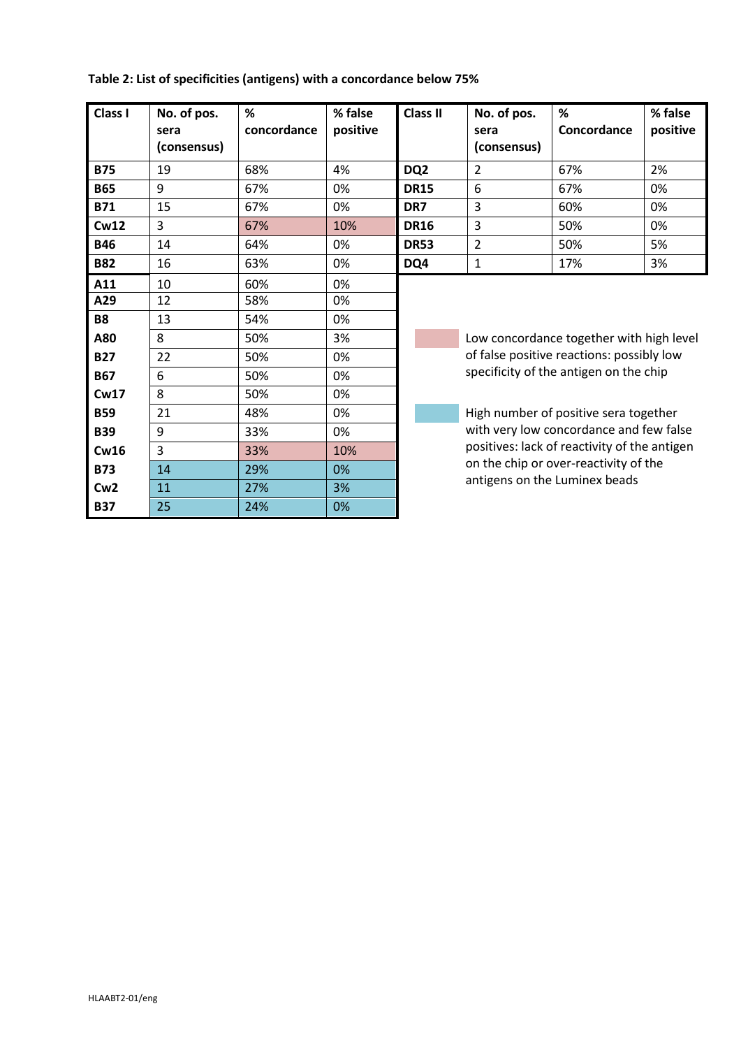**Table 2: List of specificities (antigens) with a concordance below 75%**

| Class I | No. of pos. sera (consensus) | % concordance | % false positive | Class II | No. of pos. sera (consensus) | % Concordance | % false positive |
|---|---|---|---|---|---|---|---|
| **B75** | 19 | 68% | 4% | **DQ2** | 2 | 67% | 2% |
| **B65** | 9 | 67% | 0% | **DR15** | 6 | 67% | 0% |
| **B71** | 15 | 67% | 0% | **DR7** | 3 | 60% | 0% |
| **Cw12** | 3 | 67% | 10% | **DR16** | 3 | 50% | 0% |
| **B46** | 14 | 64% | 0% | **DR53** | 2 | 50% | 5% |
| **B82** | 16 | 63% | 0% | **DQ4** | 1 | 17% | 3% |
| **A11** | 10 | 60% | 0% | | | | |
| **A29** | 12 | 58% | 0% | | | | |
| **B8** | 13 | 54% | 0% | | | | |
| **A80** | 8 | 50% | 3% | | | | |
| **B27** | 22 | 50% | 0% | | | | |
| **B67** | 6 | 50% | 0% | | | | |
| **Cw17** | 8 | 50% | 0% | | | | |
| **B59** | 21 | 48% | 0% | | | | |
| **B39** | 9 | 33% | 0% | | | | |
| **Cw16** | 3 | 33% | 10% | | | | |
| **B73** | 14 | 29% | 0% | | | | |
| **Cw2** | 11 | 27% | 3% | | | | |
| **B37** | 25 | 24% | 0% | | | | |

Legend:

- Red shading (Cw12 and Cw16: % concordance and % false positive): Low concordance together with high level of false positive reactions: possibly low specificity of the antigen on the chip
- Blue shading (B73, Cw2, B37: No. of pos. sera, % concordance and % false positive): High number of positive sera together with very low concordance and few false positives: lack of reactivity of the antigen on the chip or over-reactivity of the antigens on the Luminex beads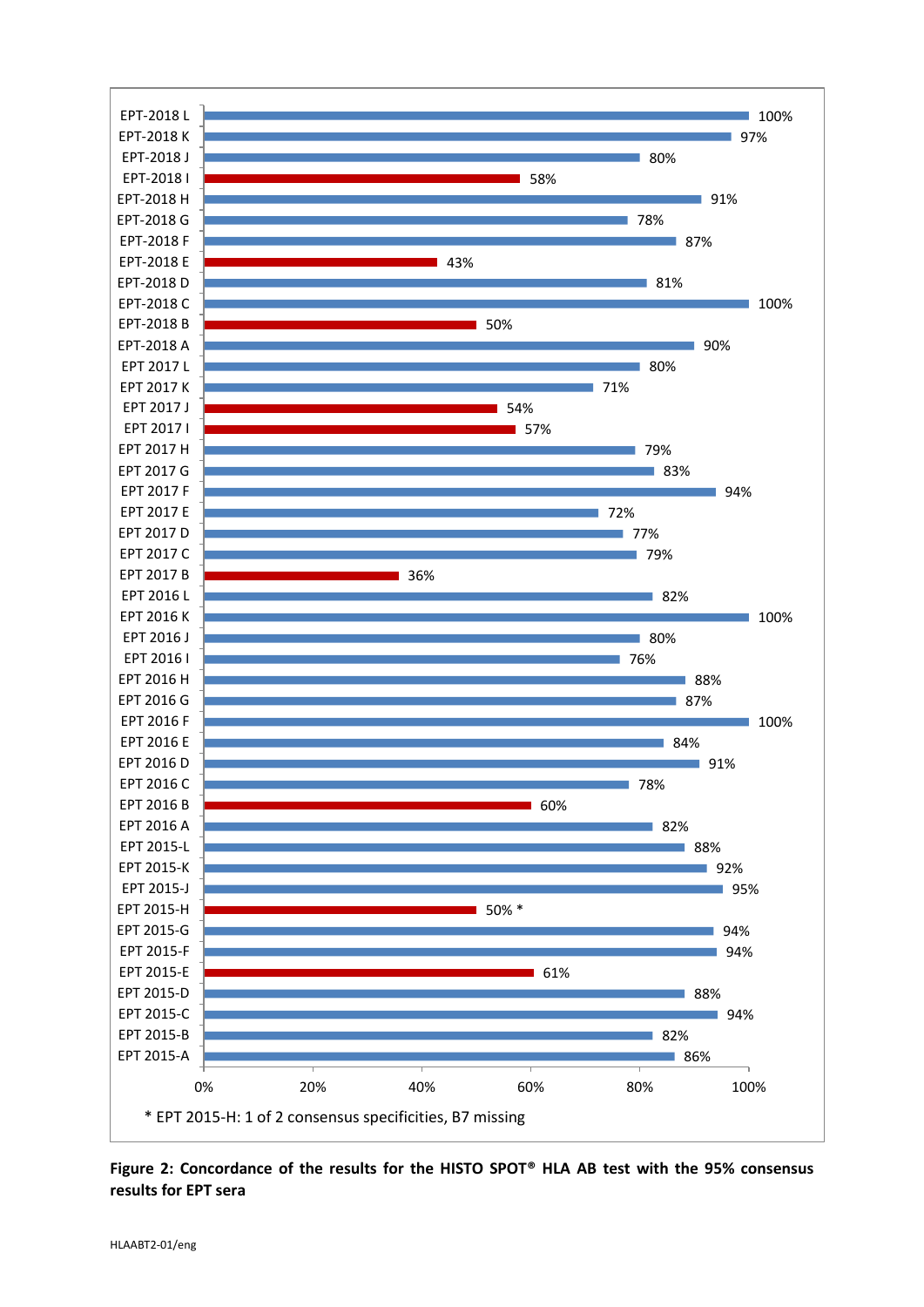| EPT serum | Concordance |
|---|---|
| EPT-2018 L | 100% |
| EPT-2018 K | 97% |
| EPT-2018 J | 80% |
| EPT-2018 I | 58% |
| EPT-2018 H | 91% |
| EPT-2018 G | 78% |
| EPT-2018 F | 87% |
| EPT-2018 E | 43% |
| EPT-2018 D | 81% |
| EPT-2018 C | 100% |
| EPT-2018 B | 50% |
| EPT-2018 A | 90% |
| EPT 2017 L | 80% |
| EPT 2017 K | 71% |
| EPT 2017 J | 54% |
| EPT 2017 I | 57% |
| EPT 2017 H | 79% |
| EPT 2017 G | 83% |
| EPT 2017 F | 94% |
| EPT 2017 E | 72% |
| EPT 2017 D | 77% |
| EPT 2017 C | 79% |
| EPT 2017 B | 36% |
| EPT 2016 L | 82% |
| EPT 2016 K | 100% |
| EPT 2016 J | 80% |
| EPT 2016 I | 76% |
| EPT 2016 H | 88% |
| EPT 2016 G | 87% |
| EPT 2016 F | 100% |
| EPT 2016 E | 84% |
| EPT 2016 D | 91% |
| EPT 2016 C | 78% |
| EPT 2016 B | 60% |
| EPT 2016 A | 82% |
| EPT 2015-L | 88% |
| EPT 2015-K | 92% |
| EPT 2015-J | 95% |
| EPT 2015-H | 50% * |
| EPT 2015-G | 94% |
| EPT 2015-F | 94% |
| EPT 2015-E | 61% |
| EPT 2015-D | 88% |
| EPT 2015-C | 94% |
| EPT 2015-B | 82% |
| EPT 2015-A | 86% |

* EPT 2015-H: 1 of 2 consensus specificities, B7 missing

**Figure 2: Concordance of the results for the HISTO SPOT® HLA AB test with the 95% consensus results for EPT sera**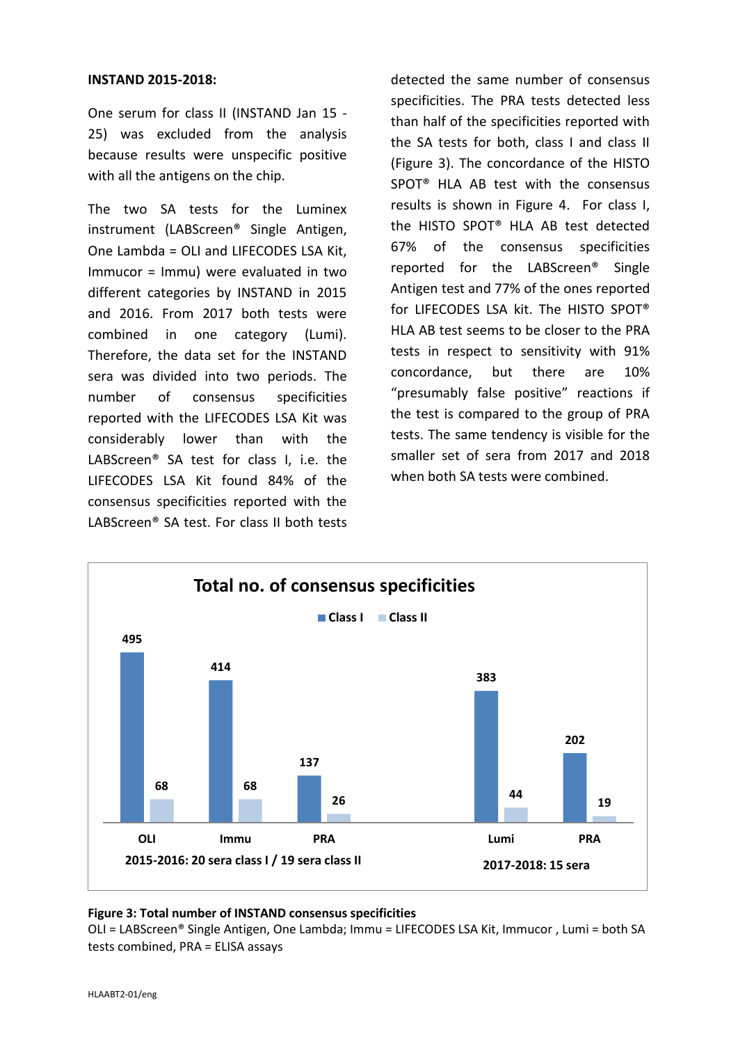**INSTAND 2015-2018:**

One serum for class II (INSTAND Jan 15 - 25) was excluded from the analysis because results were unspecific positive with all the antigens on the chip.

The two SA tests for the Luminex instrument (LABScreen® Single Antigen, One Lambda = OLI and LIFECODES LSA Kit, Immucor = Immu) were evaluated in two different categories by INSTAND in 2015 and 2016. From 2017 both tests were combined in one category (Lumi). Therefore, the data set for the INSTAND sera was divided into two periods. The number of consensus specificities reported with the LIFECODES LSA Kit was considerably lower than with the LABScreen® SA test for class I, i.e. the LIFECODES LSA Kit found 84% of the consensus specificities reported with the LABScreen® SA test. For class II both tests detected the same number of consensus specificities. The PRA tests detected less than half of the specificities reported with the SA tests for both, class I and class II (Figure 3). The concordance of the HISTO SPOT® HLA AB test with the consensus results is shown in Figure 4. For class I, the HISTO SPOT® HLA AB test detected 67% of the consensus specificities reported for the LABScreen® Single Antigen test and 77% of the ones reported for LIFECODES LSA kit. The HISTO SPOT® HLA AB test seems to be closer to the PRA tests in respect to sensitivity with 91% concordance, but there are 10% "presumably false positive" reactions if the test is compared to the group of PRA tests. The same tendency is visible for the smaller set of sera from 2017 and 2018 when both SA tests were combined.

**Total no. of consensus specificities**

| Period | Test | Class I | Class II |
|---|---|---|---|
| 2015-2016: 20 sera class I / 19 sera class II | OLI | 495 | 68 |
| | Immu | 414 | 68 |
| | PRA | 137 | 26 |
| 2017-2018: 15 sera | Lumi | 383 | 44 |
| | PRA | 202 | 19 |

**Figure 3: Total number of INSTAND consensus specificities**

OLI = LABScreen® Single Antigen, One Lambda; Immu = LIFECODES LSA Kit, Immucor , Lumi = both SA tests combined, PRA = ELISA assays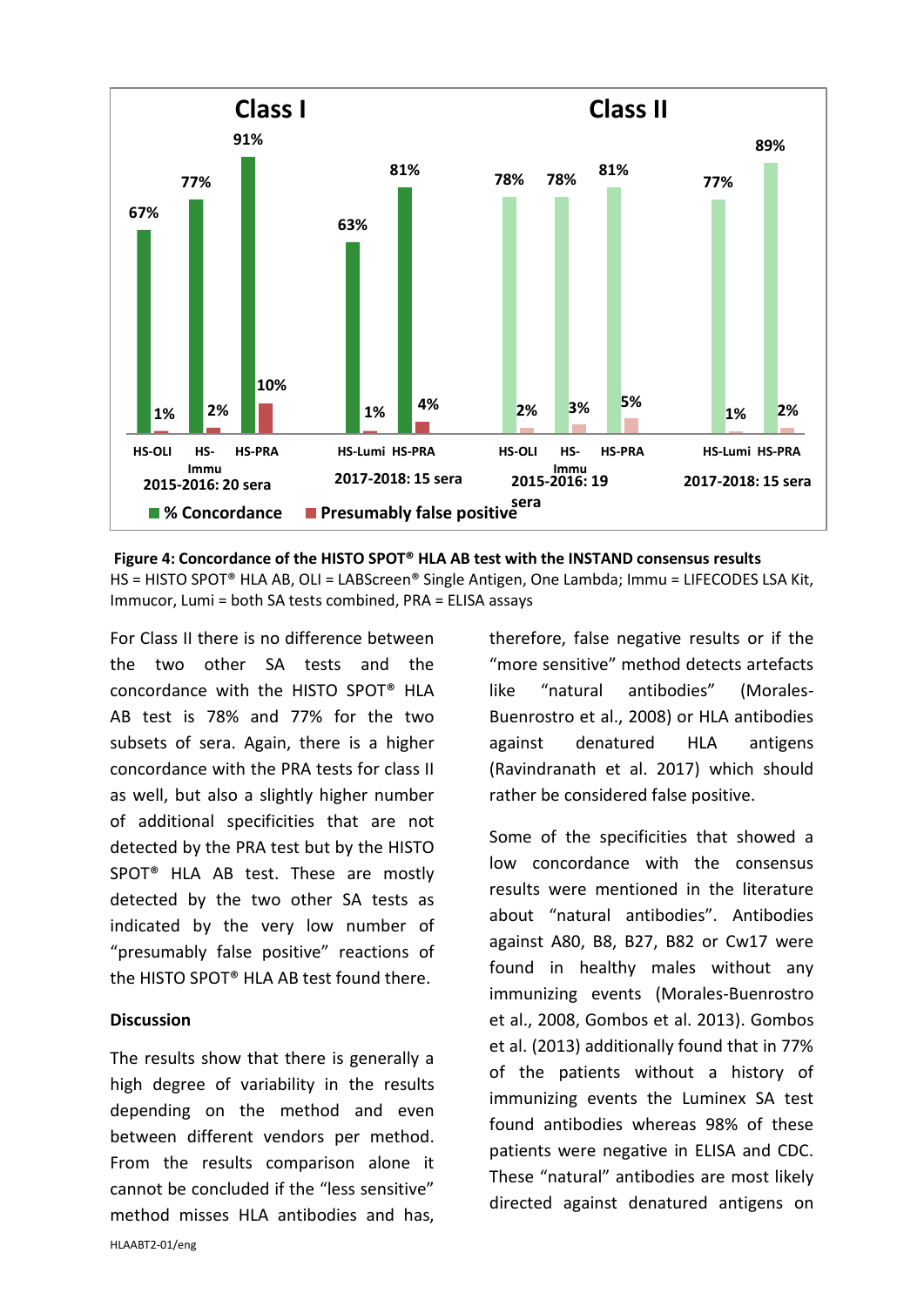**Figure 4: Concordance of the HISTO SPOT® HLA AB test with the INSTAND consensus results**
HS = HISTO SPOT® HLA AB, OLI = LABScreen® Single Antigen, One Lambda; Immu = LIFECODES LSA Kit, Immucor, Lumi = both SA tests combined, PRA = ELISA assays

For Class II there is no difference between the two other SA tests and the concordance with the HISTO SPOT® HLA AB test is 78% and 77% for the two subsets of sera. Again, there is a higher concordance with the PRA tests for class II as well, but also a slightly higher number of additional specificities that are not detected by the PRA test but by the HISTO SPOT® HLA AB test. These are mostly detected by the two other SA tests as indicated by the very low number of "presumably false positive" reactions of the HISTO SPOT® HLA AB test found there.

**Discussion**

The results show that there is generally a high degree of variability in the results depending on the method and even between different vendors per method. From the results comparison alone it cannot be concluded if the "less sensitive" method misses HLA antibodies and has, therefore, false negative results or if the "more sensitive" method detects artefacts like "natural antibodies" (Morales-Buenrostro et al., 2008) or HLA antibodies against denatured HLA antigens (Ravindranath et al. 2017) which should rather be considered false positive.

Some of the specificities that showed a low concordance with the consensus results were mentioned in the literature about "natural antibodies". Antibodies against A80, B8, B27, B82 or Cw17 were found in healthy males without any immunizing events (Morales-Buenrostro et al., 2008, Gombos et al. 2013). Gombos et al. (2013) additionally found that in 77% of the patients without a history of immunizing events the Luminex SA test found antibodies whereas 98% of these patients were negative in ELISA and CDC. These "natural" antibodies are most likely directed against denatured antigens on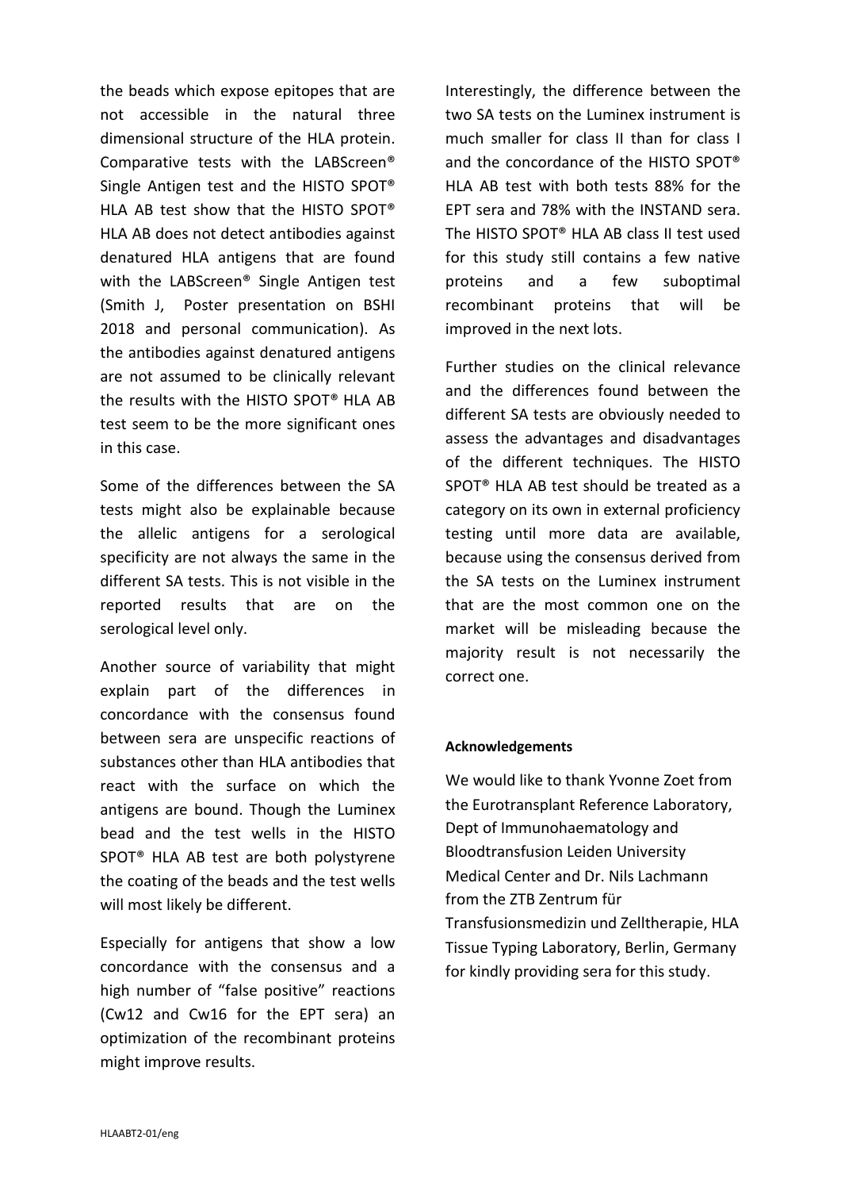the beads which expose epitopes that are not accessible in the natural three dimensional structure of the HLA protein. Comparative tests with the LABScreen® Single Antigen test and the HISTO SPOT® HLA AB test show that the HISTO SPOT® HLA AB does not detect antibodies against denatured HLA antigens that are found with the LABScreen® Single Antigen test (Smith J, Poster presentation on BSHI 2018 and personal communication). As the antibodies against denatured antigens are not assumed to be clinically relevant the results with the HISTO SPOT® HLA AB test seem to be the more significant ones in this case.

Some of the differences between the SA tests might also be explainable because the allelic antigens for a serological specificity are not always the same in the different SA tests. This is not visible in the reported results that are on the serological level only.

Another source of variability that might explain part of the differences in concordance with the consensus found between sera are unspecific reactions of substances other than HLA antibodies that react with the surface on which the antigens are bound. Though the Luminex bead and the test wells in the HISTO SPOT® HLA AB test are both polystyrene the coating of the beads and the test wells will most likely be different.

Especially for antigens that show a low concordance with the consensus and a high number of "false positive" reactions (Cw12 and Cw16 for the EPT sera) an optimization of the recombinant proteins might improve results.

Interestingly, the difference between the two SA tests on the Luminex instrument is much smaller for class II than for class I and the concordance of the HISTO SPOT® HLA AB test with both tests 88% for the EPT sera and 78% with the INSTAND sera. The HISTO SPOT® HLA AB class II test used for this study still contains a few native proteins and a few suboptimal recombinant proteins that will be improved in the next lots.

Further studies on the clinical relevance and the differences found between the different SA tests are obviously needed to assess the advantages and disadvantages of the different techniques. The HISTO SPOT® HLA AB test should be treated as a category on its own in external proficiency testing until more data are available, because using the consensus derived from the SA tests on the Luminex instrument that are the most common one on the market will be misleading because the majority result is not necessarily the correct one.

#### Acknowledgements

We would like to thank Yvonne Zoet from the Eurotransplant Reference Laboratory, Dept of Immunohaematology and Bloodtransfusion Leiden University Medical Center and Dr. Nils Lachmann from the ZTB Zentrum für Transfusionsmedizin und Zelltherapie, HLA Tissue Typing Laboratory, Berlin, Germany for kindly providing sera for this study.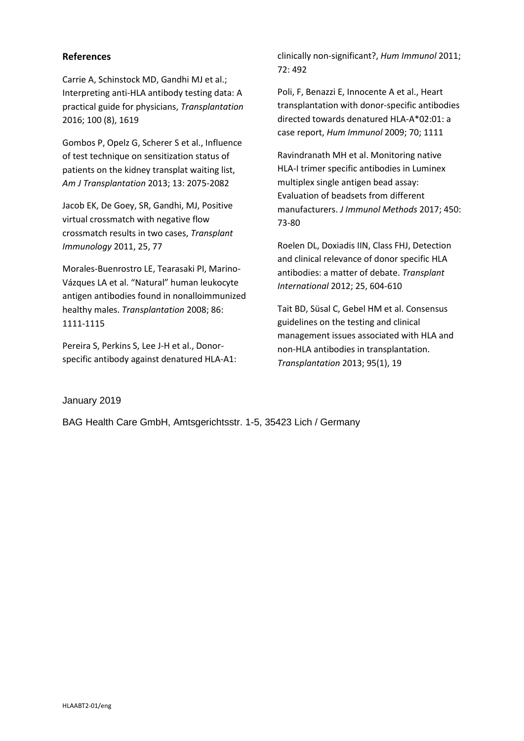## References

Carrie A, Schinstock MD, Gandhi MJ et al.; Interpreting anti-HLA antibody testing data: A practical guide for physicians, *Transplantation* 2016; 100 (8), 1619

Gombos P, Opelz G, Scherer S et al., Influence of test technique on sensitization status of patients on the kidney transplat waiting list, *Am J Transplantation* 2013; 13: 2075-2082

Jacob EK, De Goey, SR, Gandhi, MJ, Positive virtual crossmatch with negative flow crossmatch results in two cases, *Transplant Immunology* 2011, 25, 77

Morales-Buenrostro LE, Tearasaki PI, Marino-Vázques LA et al. "Natural" human leukocyte antigen antibodies found in nonalloimmunized healthy males. *Transplantation* 2008; 86: 1111-1115

Pereira S, Perkins S, Lee J-H et al., Donor-specific antibody against denatured HLA-A1: clinically non-significant?, *Hum Immunol* 2011; 72: 492

Poli, F, Benazzi E, Innocente A et al., Heart transplantation with donor-specific antibodies directed towards denatured HLA-A*02:01: a case report, *Hum Immunol* 2009; 70; 1111

Ravindranath MH et al. Monitoring native HLA-I trimer specific antibodies in Luminex multiplex single antigen bead assay: Evaluation of beadsets from different manufacturers. *J Immunol Methods* 2017; 450: 73-80

Roelen DL, Doxiadis IIN, Class FHJ, Detection and clinical relevance of donor specific HLA antibodies: a matter of debate. *Transplant International* 2012; 25, 604-610

Tait BD, Süsal C, Gebel HM et al. Consensus guidelines on the testing and clinical management issues associated with HLA and non-HLA antibodies in transplantation. *Transplantation* 2013; 95(1), 19

January 2019

BAG Health Care GmbH, Amtsgerichtsstr. 1-5, 35423 Lich / Germany